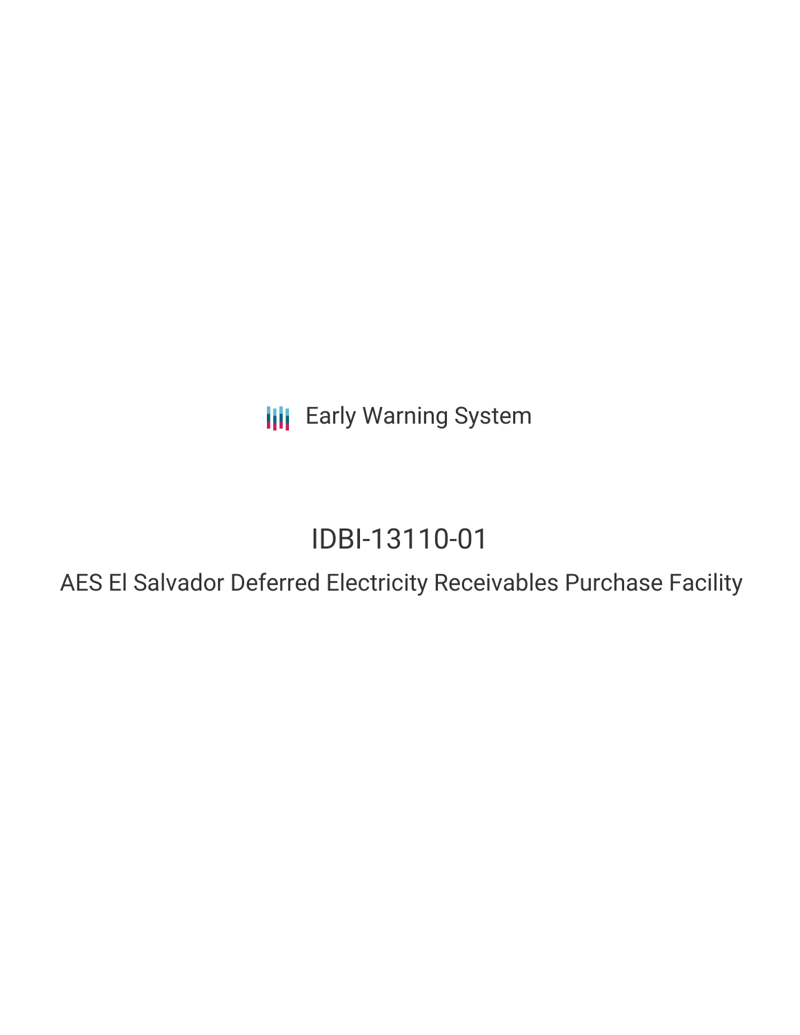Early Warning System

# IDBI-13110-01

## AES El Salvador Deferred Electricity Receivables Purchase Facility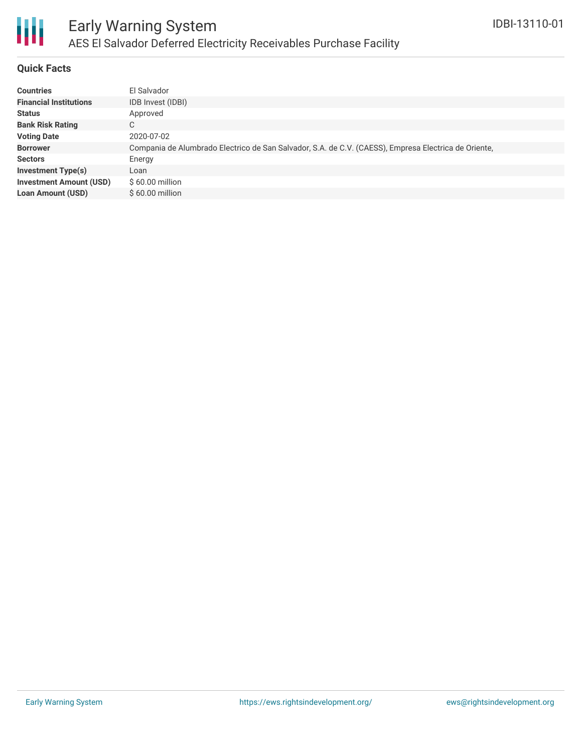# Early Warning System

## AES El Salvador Deferred Electricity Receivables Purchase Facility

IDBI-13110-01

### Quick Facts

| | |
|---|---|
| **Countries** | El Salvador |
| **Financial Institutions** | IDB Invest (IDBI) |
| **Status** | Approved |
| **Bank Risk Rating** | C |
| **Voting Date** | 2020-07-02 |
| **Borrower** | Compania de Alumbrado Electrico de San Salvador, S.A. de C.V. (CAESS), Empresa Electrica de Oriente, |
| **Sectors** | Energy |
| **Investment Type(s)** | Loan |
| **Investment Amount (USD)** | $ 60.00 million |
| **Loan Amount (USD)** | $ 60.00 million |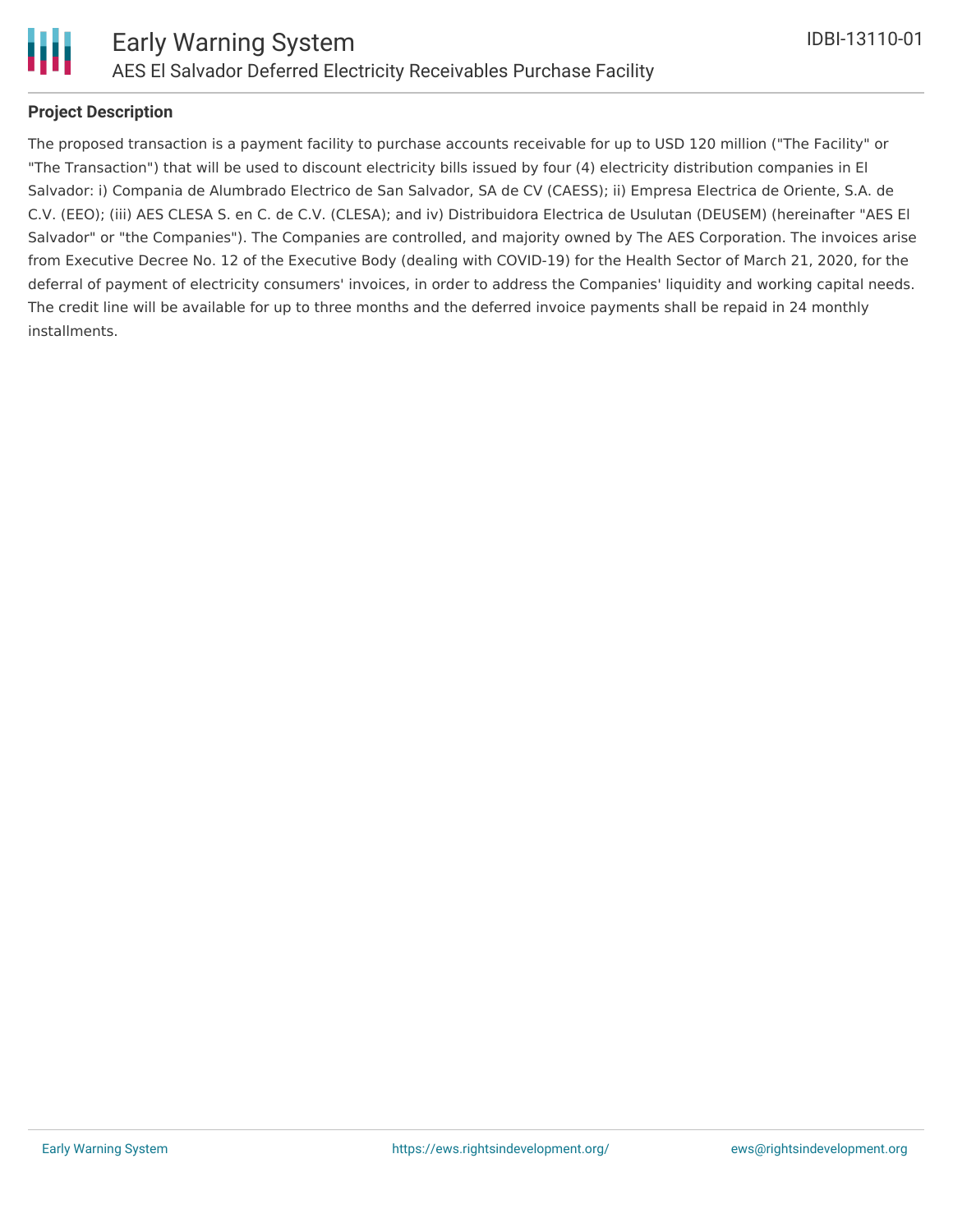### Project Description

The proposed transaction is a payment facility to purchase accounts receivable for up to USD 120 million ("The Facility" or "The Transaction") that will be used to discount electricity bills issued by four (4) electricity distribution companies in El Salvador: i) Compania de Alumbrado Electrico de San Salvador, SA de CV (CAESS); ii) Empresa Electrica de Oriente, S.A. de C.V. (EEO); (iii) AES CLESA S. en C. de C.V. (CLESA); and iv) Distribuidora Electrica de Usulutan (DEUSEM) (hereinafter "AES El Salvador" or "the Companies"). The Companies are controlled, and majority owned by The AES Corporation. The invoices arise from Executive Decree No. 12 of the Executive Body (dealing with COVID-19) for the Health Sector of March 21, 2020, for the deferral of payment of electricity consumers' invoices, in order to address the Companies' liquidity and working capital needs. The credit line will be available for up to three months and the deferred invoice payments shall be repaid in 24 monthly installments.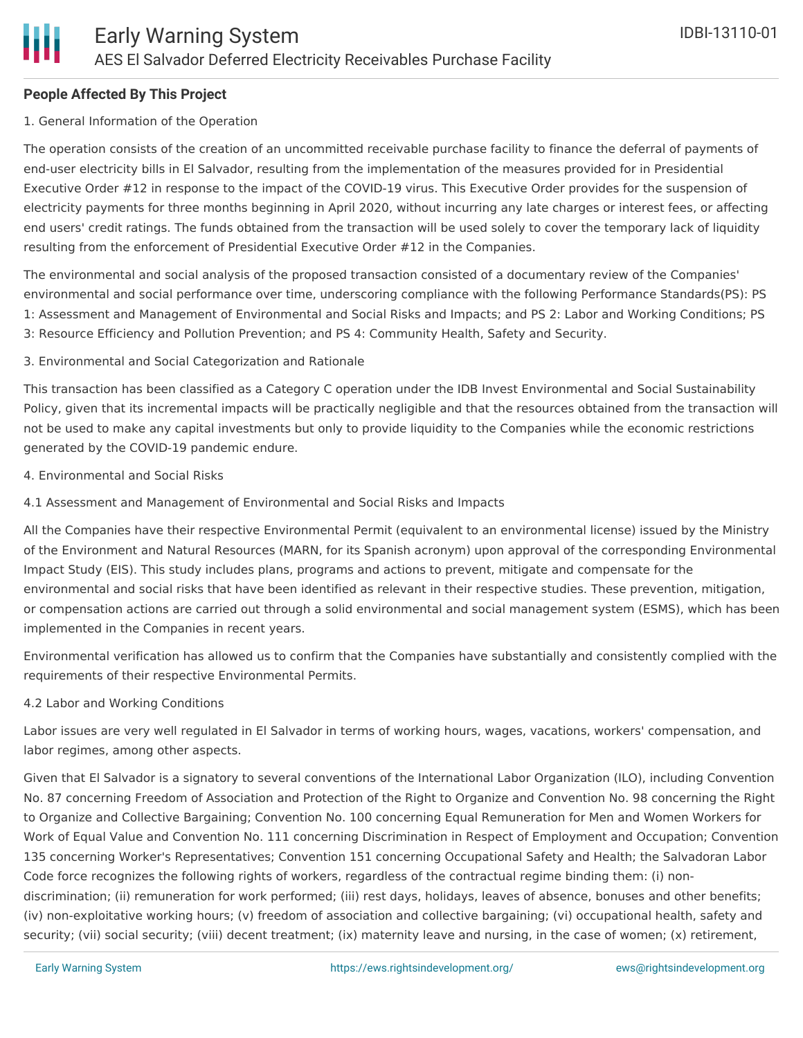**People Affected By This Project**

1. General Information of the Operation

The operation consists of the creation of an uncommitted receivable purchase facility to finance the deferral of payments of end-user electricity bills in El Salvador, resulting from the implementation of the measures provided for in Presidential Executive Order #12 in response to the impact of the COVID-19 virus. This Executive Order provides for the suspension of electricity payments for three months beginning in April 2020, without incurring any late charges or interest fees, or affecting end users' credit ratings. The funds obtained from the transaction will be used solely to cover the temporary lack of liquidity resulting from the enforcement of Presidential Executive Order #12 in the Companies.

The environmental and social analysis of the proposed transaction consisted of a documentary review of the Companies' environmental and social performance over time, underscoring compliance with the following Performance Standards(PS): PS 1: Assessment and Management of Environmental and Social Risks and Impacts; and PS 2: Labor and Working Conditions; PS 3: Resource Efficiency and Pollution Prevention; and PS 4: Community Health, Safety and Security.

3. Environmental and Social Categorization and Rationale

This transaction has been classified as a Category C operation under the IDB Invest Environmental and Social Sustainability Policy, given that its incremental impacts will be practically negligible and that the resources obtained from the transaction will not be used to make any capital investments but only to provide liquidity to the Companies while the economic restrictions generated by the COVID-19 pandemic endure.

4. Environmental and Social Risks

4.1 Assessment and Management of Environmental and Social Risks and Impacts

All the Companies have their respective Environmental Permit (equivalent to an environmental license) issued by the Ministry of the Environment and Natural Resources (MARN, for its Spanish acronym) upon approval of the corresponding Environmental Impact Study (EIS). This study includes plans, programs and actions to prevent, mitigate and compensate for the environmental and social risks that have been identified as relevant in their respective studies. These prevention, mitigation, or compensation actions are carried out through a solid environmental and social management system (ESMS), which has been implemented in the Companies in recent years.

Environmental verification has allowed us to confirm that the Companies have substantially and consistently complied with the requirements of their respective Environmental Permits.

4.2 Labor and Working Conditions

Labor issues are very well regulated in El Salvador in terms of working hours, wages, vacations, workers' compensation, and labor regimes, among other aspects.

Given that El Salvador is a signatory to several conventions of the International Labor Organization (ILO), including Convention No. 87 concerning Freedom of Association and Protection of the Right to Organize and Convention No. 98 concerning the Right to Organize and Collective Bargaining; Convention No. 100 concerning Equal Remuneration for Men and Women Workers for Work of Equal Value and Convention No. 111 concerning Discrimination in Respect of Employment and Occupation; Convention 135 concerning Worker's Representatives; Convention 151 concerning Occupational Safety and Health; the Salvadoran Labor Code force recognizes the following rights of workers, regardless of the contractual regime binding them: (i) non-discrimination; (ii) remuneration for work performed; (iii) rest days, holidays, leaves of absence, bonuses and other benefits; (iv) non-exploitative working hours; (v) freedom of association and collective bargaining; (vi) occupational health, safety and security; (vii) social security; (viii) decent treatment; (ix) maternity leave and nursing, in the case of women; (x) retirement,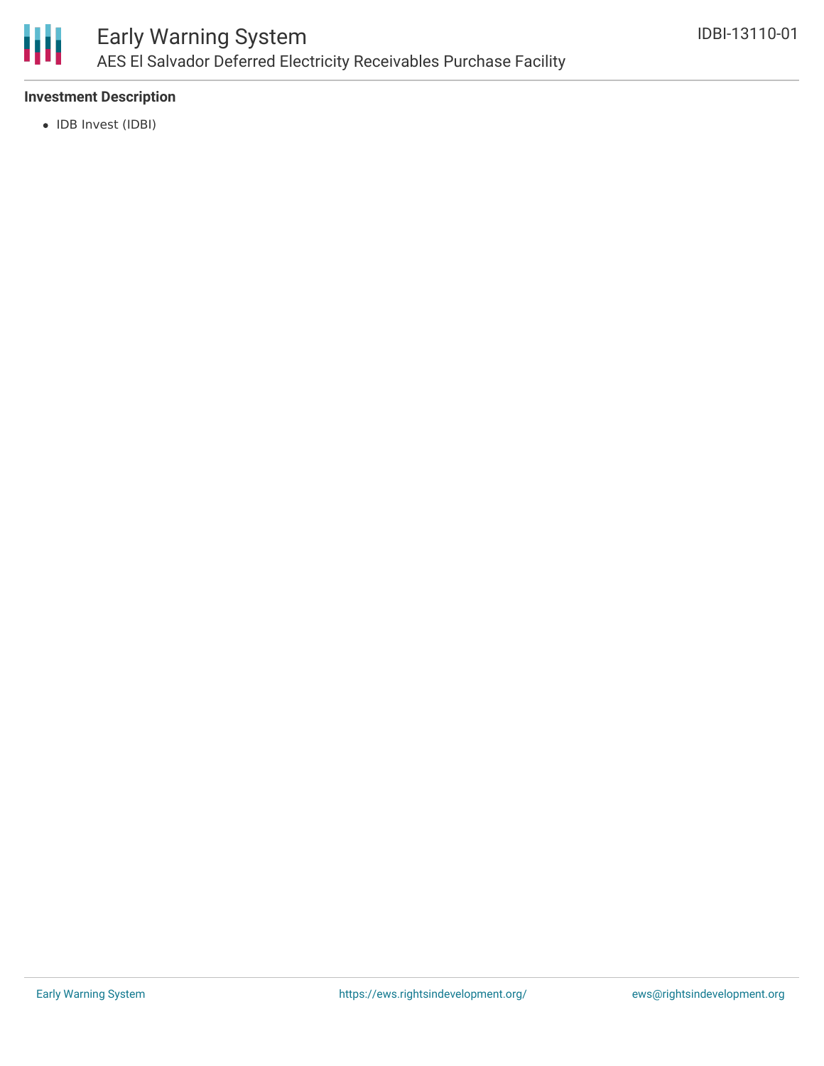### Investment Description

- IDB Invest (IDBI)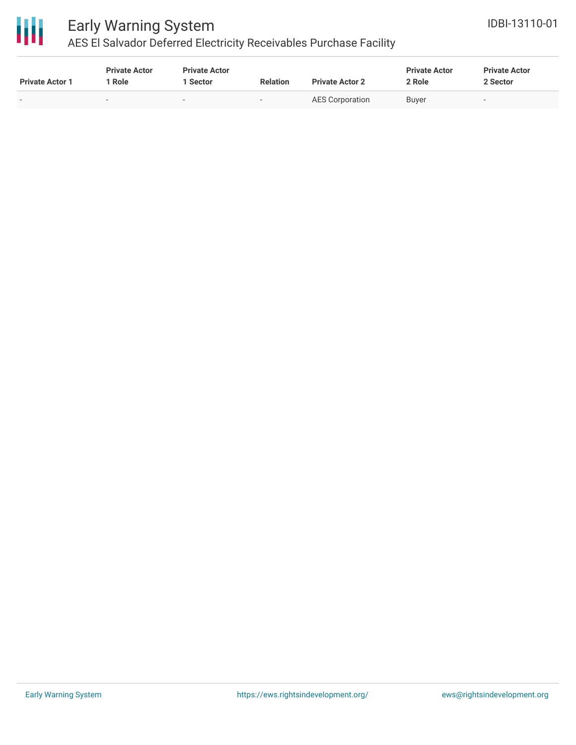| Private Actor 1 | Private Actor 1 Role | Private Actor 1 Sector | Relation | Private Actor 2 | Private Actor 2 Role | Private Actor 2 Sector |
|---|---|---|---|---|---|---|
| - | - | - | - | AES Corporation | Buyer | - |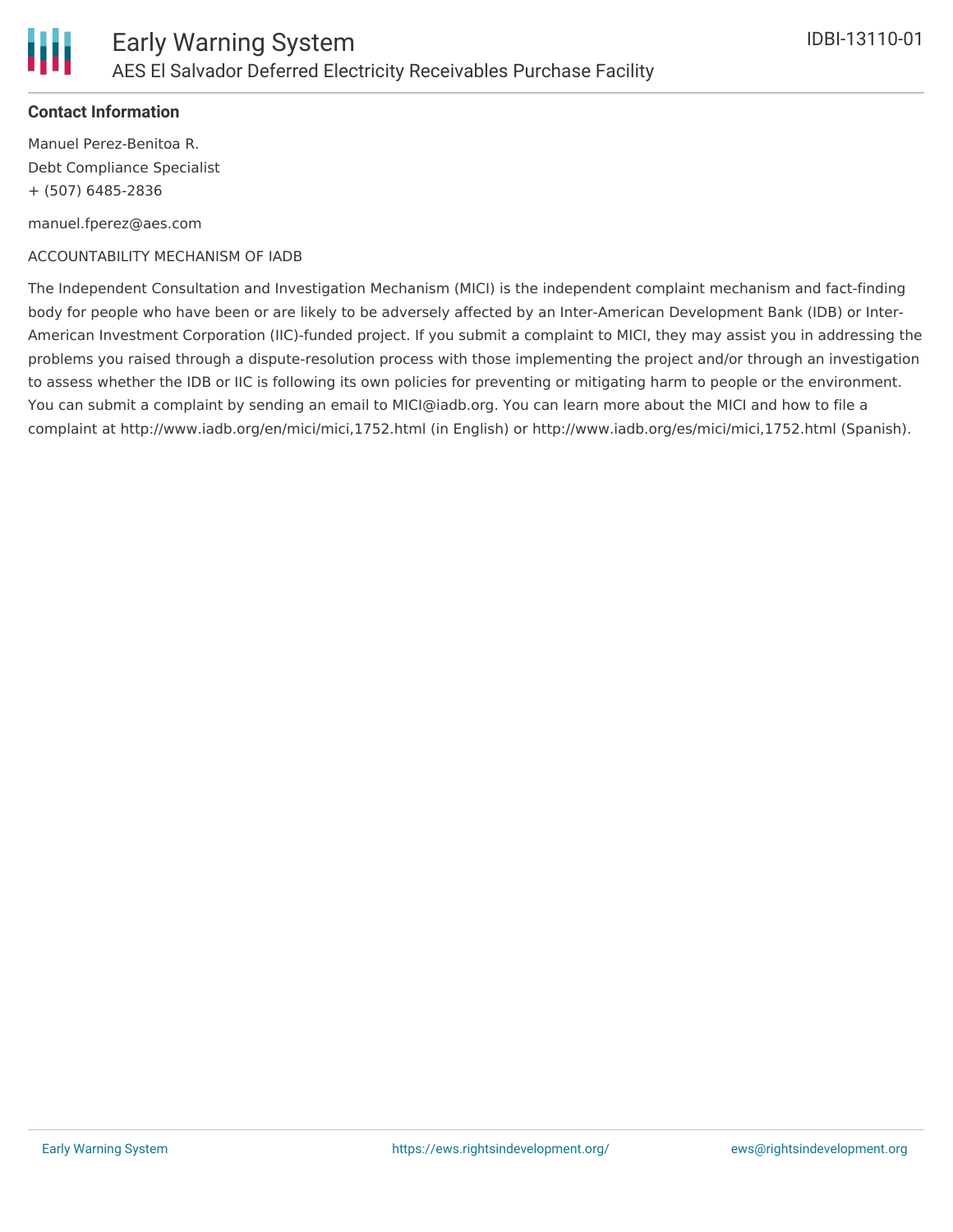**Contact Information**

Manuel Perez-Benitoa R.

Debt Compliance Specialist

+ (507) 6485-2836

manuel.fperez@aes.com

ACCOUNTABILITY MECHANISM OF IADB

The Independent Consultation and Investigation Mechanism (MICI) is the independent complaint mechanism and fact-finding body for people who have been or are likely to be adversely affected by an Inter-American Development Bank (IDB) or Inter-American Investment Corporation (IIC)-funded project. If you submit a complaint to MICI, they may assist you in addressing the problems you raised through a dispute-resolution process with those implementing the project and/or through an investigation to assess whether the IDB or IIC is following its own policies for preventing or mitigating harm to people or the environment. You can submit a complaint by sending an email to MICI@iadb.org. You can learn more about the MICI and how to file a complaint at http://www.iadb.org/en/mici/mici,1752.html (in English) or http://www.iadb.org/es/mici/mici,1752.html (Spanish).